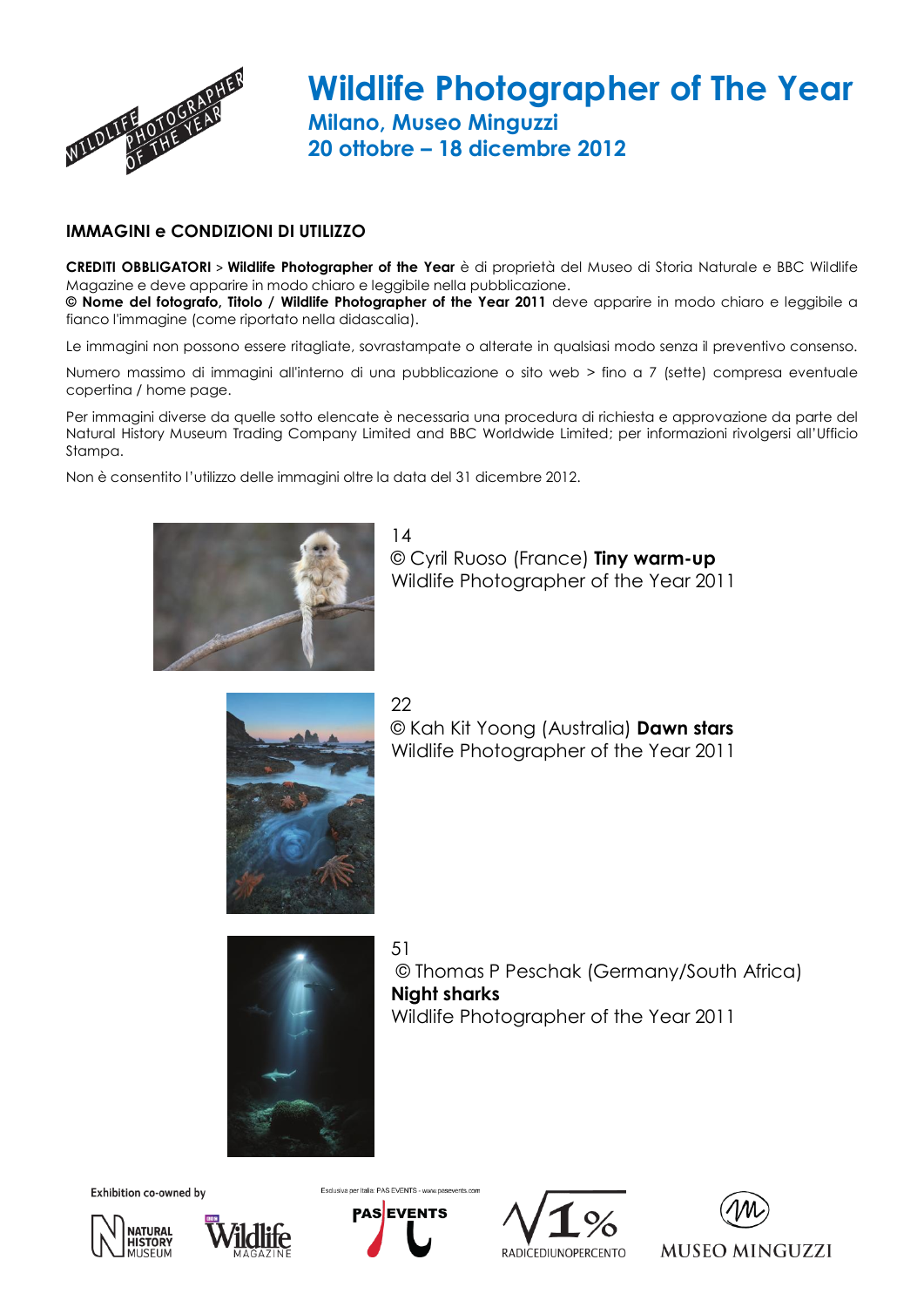# Wildlife Photographer of The Year

## Milano, Museo Minguzzi
## 20 ottobre – 18 dicembre 2012

### IMMAGINI e CONDIZIONI DI UTILIZZO

**CREDITI OBBLIGATORI** > **Wildlife Photographer of the Year** è di proprietà del Museo di Storia Naturale e BBC Wildlife Magazine e deve apparire in modo chiaro e leggibile nella pubblicazione.
**© Nome del fotografo, Titolo / Wildlife Photographer of the Year 2011** deve apparire in modo chiaro e leggibile a fianco l'immagine (come riportato nella didascalia).

Le immagini non possono essere ritagliate, sovrastampate o alterate in qualsiasi modo senza il preventivo consenso.

Numero massimo di immagini all'interno di una pubblicazione o sito web > fino a 7 (sette) compresa eventuale copertina / home page.

Per immagini diverse da quelle sotto elencate è necessaria una procedura di richiesta e approvazione da parte del Natural History Museum Trading Company Limited and BBC Worldwide Limited; per informazioni rivolgersi all'Ufficio Stampa.

Non è consentito l'utilizzo delle immagini oltre la data del 31 dicembre 2012.

14
© Cyril Ruoso (France) **Tiny warm-up**
Wildlife Photographer of the Year 2011

22
© Kah Kit Yoong (Australia) **Dawn stars**
Wildlife Photographer of the Year 2011

51
© Thomas P Peschak (Germany/South Africa)
**Night sharks**
Wildlife Photographer of the Year 2011

Exhibition co-owned by

Esclusiva per Italia: PAS EVENTS - www.pasevents.com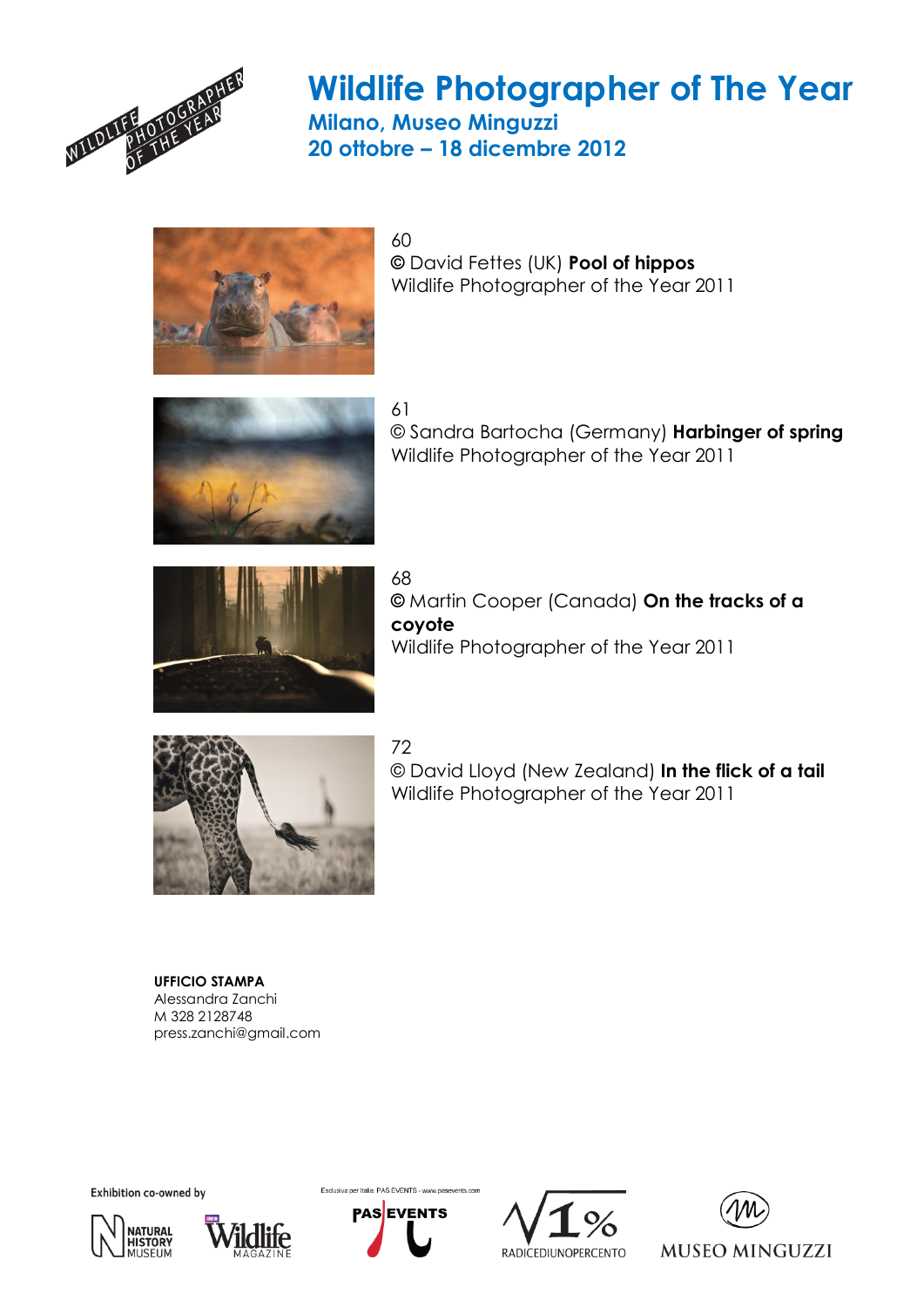# Wildlife Photographer of The Year

**Milano, Museo Minguzzi**
**20 ottobre – 18 dicembre 2012**

60
**©** David Fettes (UK) **Pool of hippos**
Wildlife Photographer of the Year 2011

61
© Sandra Bartocha (Germany) **Harbinger of spring**
Wildlife Photographer of the Year 2011

68
**©** Martin Cooper (Canada) **On the tracks of a coyote**
Wildlife Photographer of the Year 2011

72
© David Lloyd (New Zealand) **In the flick of a tail**
Wildlife Photographer of the Year 2011

**UFFICIO STAMPA**
Alessandra Zanchi
M 328 2128748
press.zanchi@gmail.com

Exhibition co-owned by

Esclusiva per Italia: PAS EVENTS - www.pasevents.com